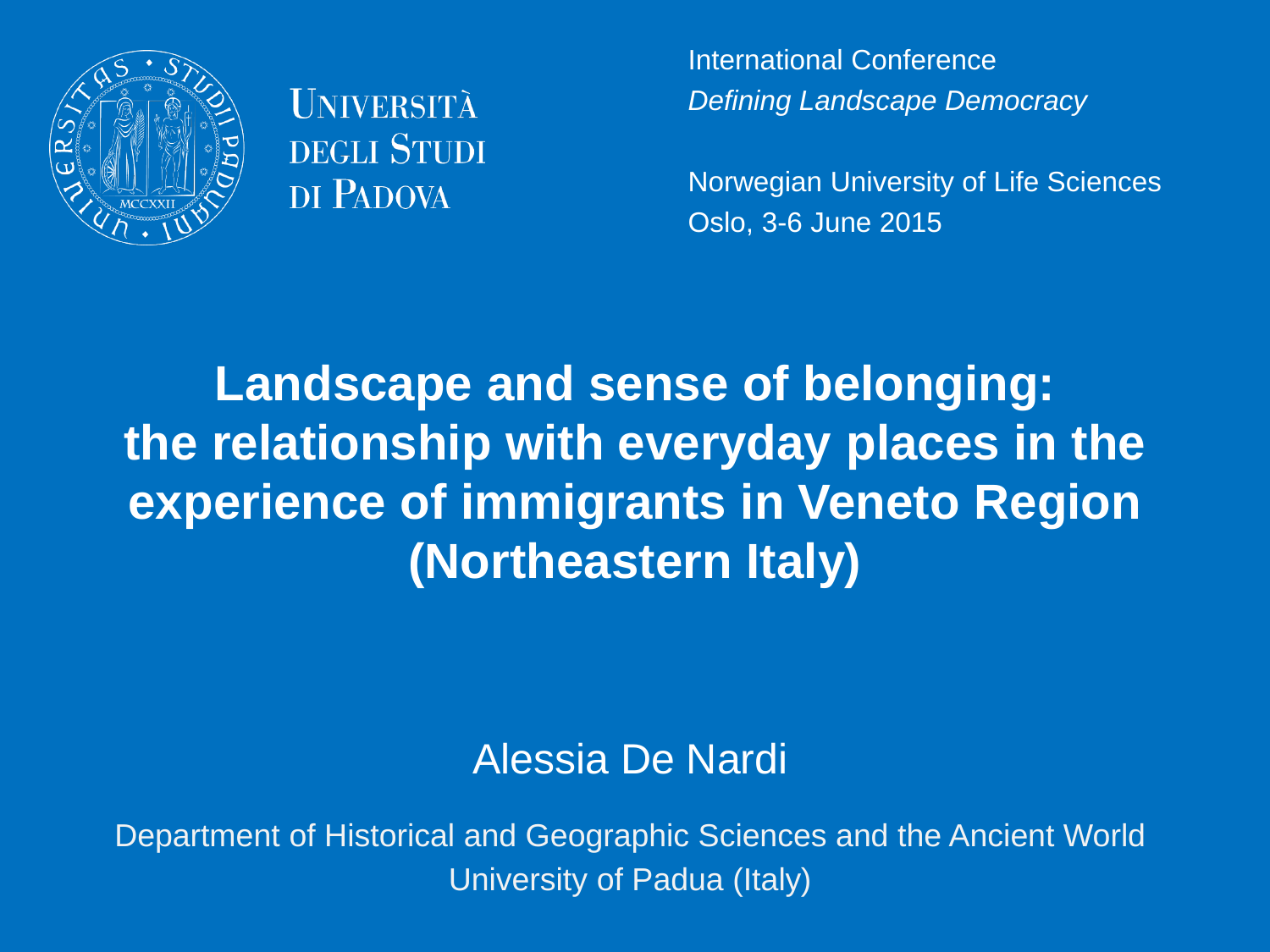UNIVERSITÀ DEGLI STUDI DI PADOVA

International Conference
*Defining Landscape Democracy*

Norwegian University of Life Sciences
Oslo, 3-6 June 2015

# Landscape and sense of belonging: the relationship with everyday places in the experience of immigrants in Veneto Region (Northeastern Italy)

Alessia De Nardi

Department of Historical and Geographic Sciences and the Ancient World
University of Padua (Italy)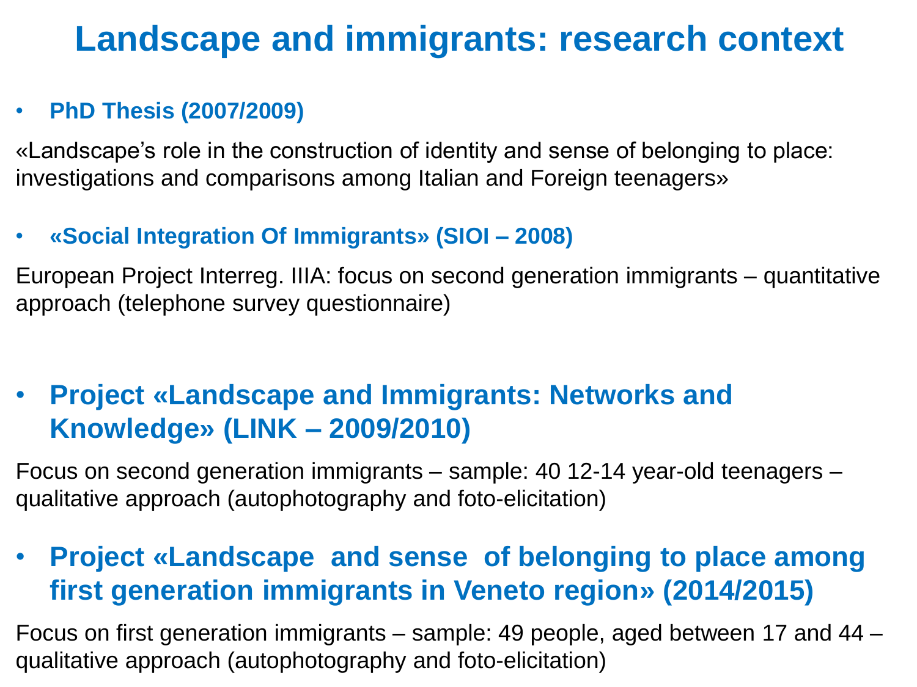# Landscape and immigrants: research context

- **PhD Thesis (2007/2009)**

«Landscape's role in the construction of identity and sense of belonging to place: investigations and comparisons among Italian and Foreign teenagers»

- **«Social Integration Of Immigrants» (SIOI – 2008)**

European Project Interreg. IIIA: focus on second generation immigrants – quantitative approach (telephone survey questionnaire)

- **Project «Landscape and Immigrants: Networks and Knowledge» (LINK – 2009/2010)**

Focus on second generation immigrants – sample: 40 12-14 year-old teenagers – qualitative approach (autophotography and foto-elicitation)

- **Project «Landscape and sense of belonging to place among first generation immigrants in Veneto region» (2014/2015)**

Focus on first generation immigrants – sample: 49 people, aged between 17 and 44 – qualitative approach (autophotography and foto-elicitation)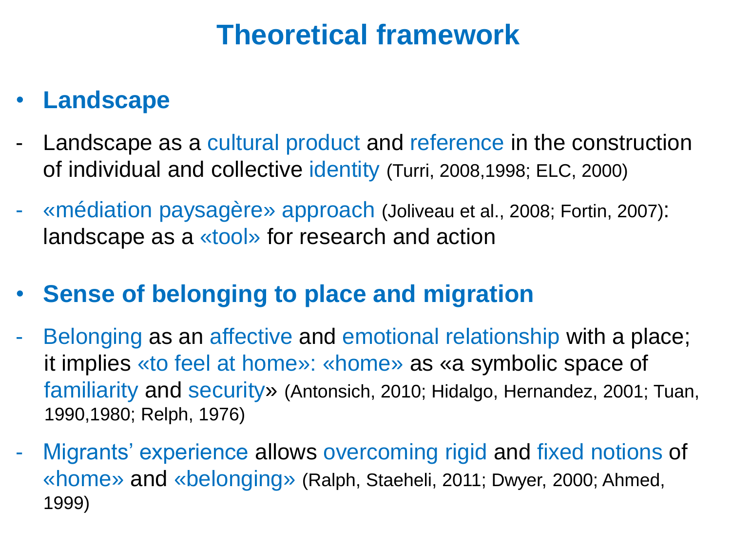# Theoretical framework

- **Landscape**

- Landscape as a cultural product and reference in the construction of individual and collective identity (Turri, 2008,1998; ELC, 2000)
- «médiation paysagère» approach (Joliveau et al., 2008; Fortin, 2007): landscape as a «tool» for research and action

- **Sense of belonging to place and migration**

- Belonging as an affective and emotional relationship with a place; it implies «to feel at home»: «home» as «a symbolic space of familiarity and security» (Antonsich, 2010; Hidalgo, Hernandez, 2001; Tuan, 1990,1980; Relph, 1976)
- Migrants' experience allows overcoming rigid and fixed notions of «home» and «belonging» (Ralph, Staeheli, 2011; Dwyer, 2000; Ahmed, 1999)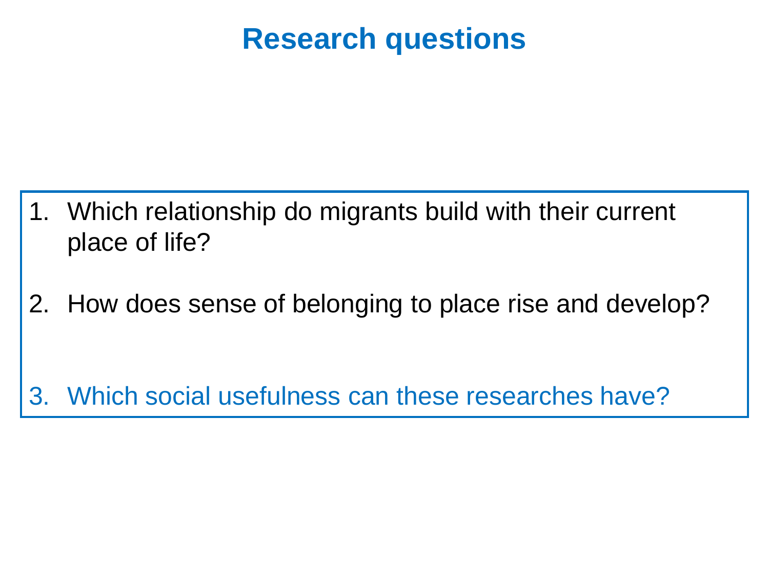# Research questions

1. Which relationship do migrants build with their current place of life?

2. How does sense of belonging to place rise and develop?

3. Which social usefulness can these researches have?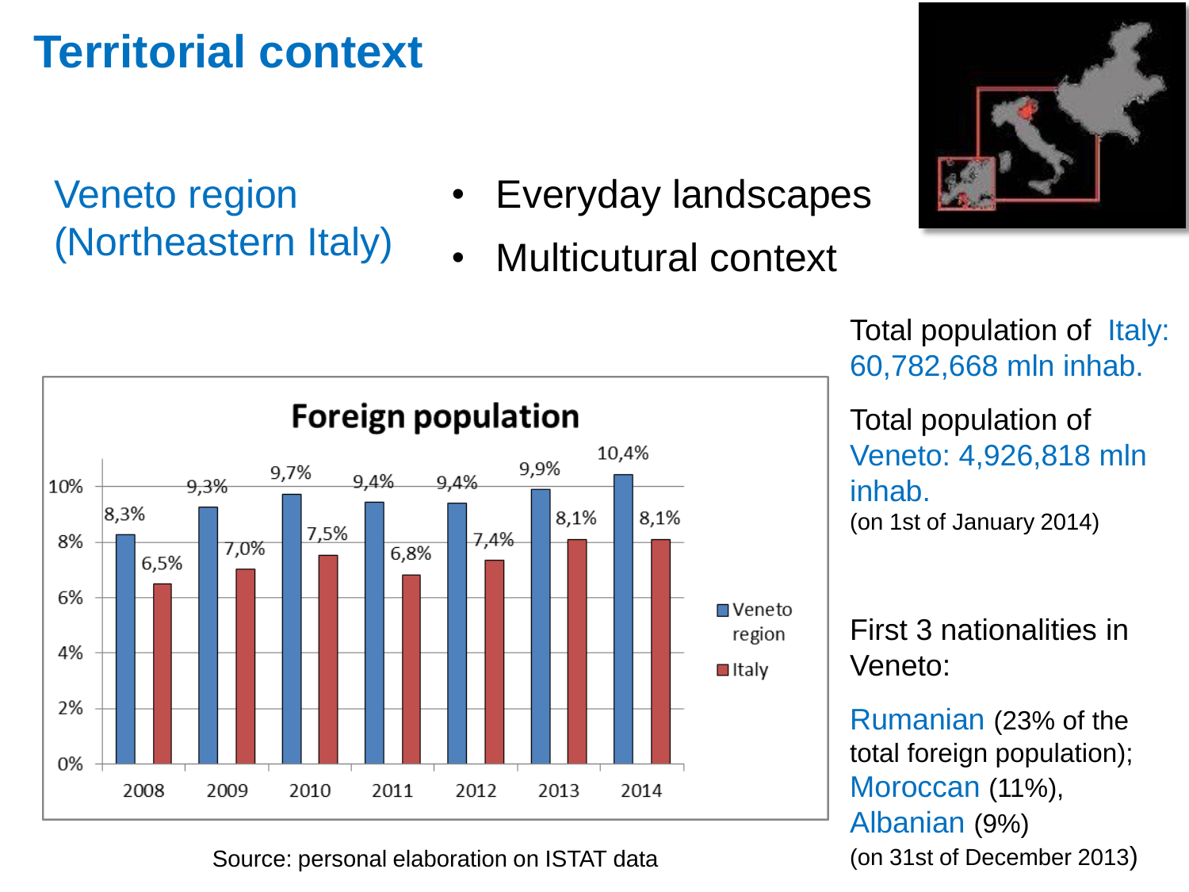# Territorial context

Veneto region (Northeastern Italy)

- Everyday landscapes
- Multicutural context

**Foreign population**

| Year | Veneto region | Italy |
|---|---|---|
| 2008 | 8,3% | 6,5% |
| 2009 | 9,3% | 7,0% |
| 2010 | 9,7% | 7,5% |
| 2011 | 9,4% | 6,8% |
| 2012 | 9,4% | 7,4% |
| 2013 | 9,9% | 8,1% |
| 2014 | 10,4% | 8,1% |

Source: personal elaboration on ISTAT data

Total population of Italy: 60,782,668 mln inhab.

Total population of Veneto: 4,926,818 mln inhab.
(on 1st of January 2014)

First 3 nationalities in Veneto:

Rumanian (23% of the total foreign population); Moroccan (11%), Albanian (9%)
(on 31st of December 2013)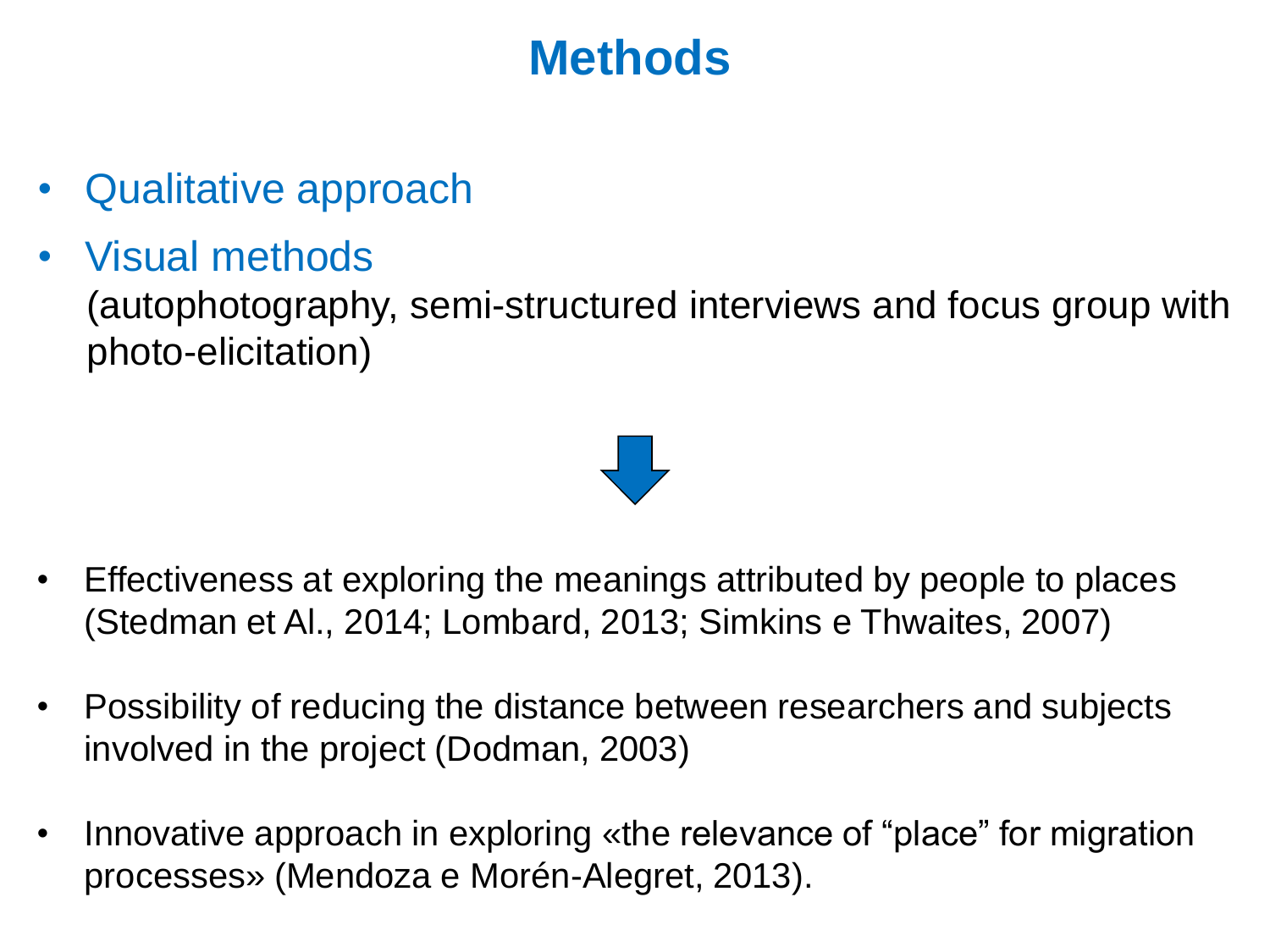# Methods

- Qualitative approach
- Visual methods
  (autophotography, semi-structured interviews and focus group with photo-elicitation)

↓

- Effectiveness at exploring the meanings attributed by people to places (Stedman et Al., 2014; Lombard, 2013; Simkins e Thwaites, 2007)

- Possibility of reducing the distance between researchers and subjects involved in the project (Dodman, 2003)

- Innovative approach in exploring «the relevance of “place” for migration processes» (Mendoza e Morén-Alegret, 2013).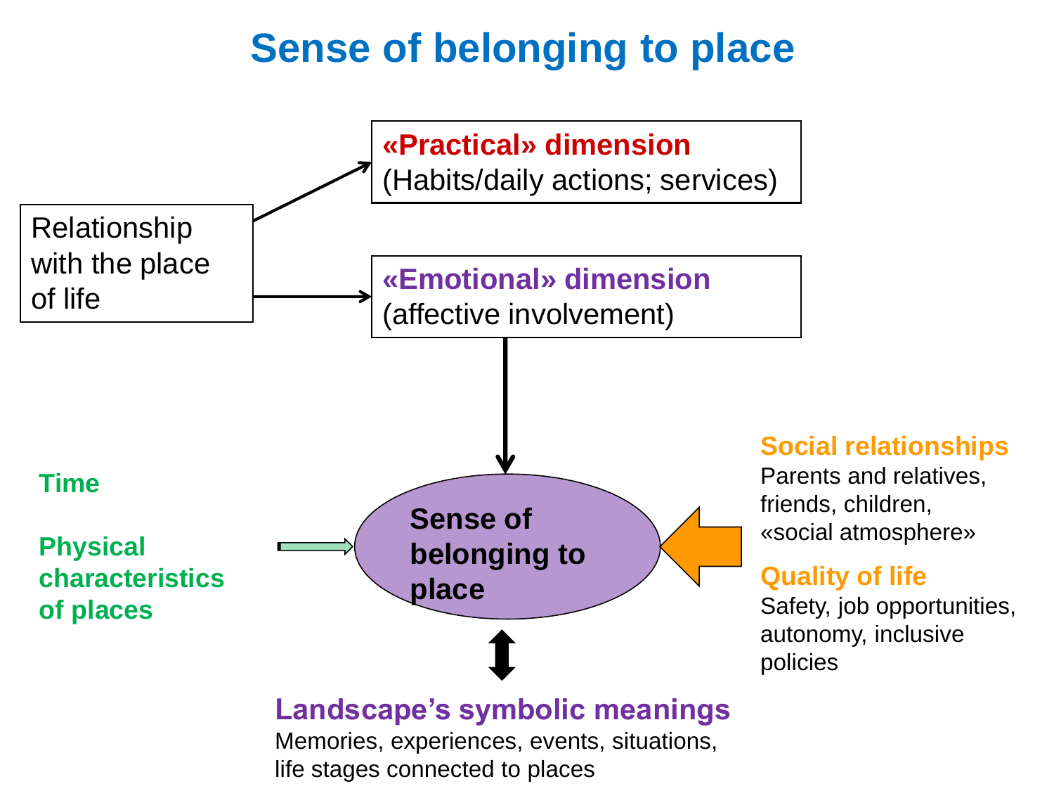# Sense of belonging to place

Relationship with the place of life

**«Practical» dimension**
(Habits/daily actions; services)

**«Emotional» dimension**
(affective involvement)

**Sense of belonging to place**

**Time**

**Physical characteristics of places**

**Social relationships**
Parents and relatives, friends, children, «social atmosphere»

**Quality of life**
Safety, job opportunities, autonomy, inclusive policies

**Landscape's symbolic meanings**
Memories, experiences, events, situations, life stages connected to places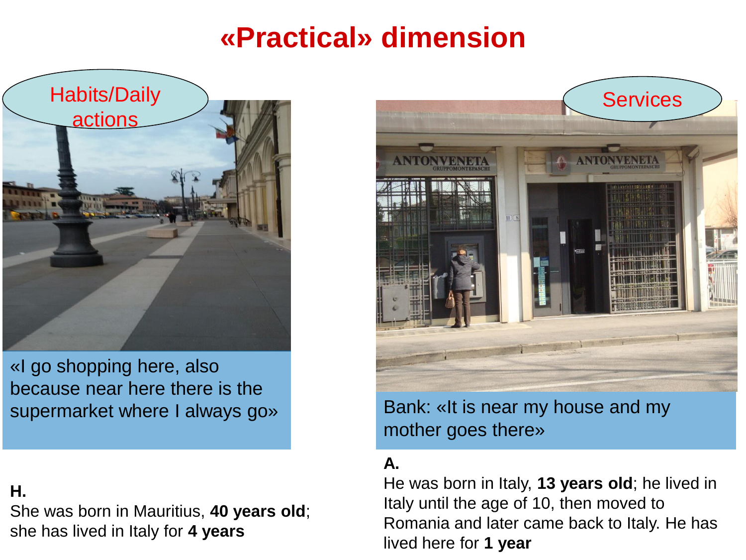# «Practical» dimension

Habits/Daily actions

«I go shopping here, also because near here there is the supermarket where I always go»

**H.**
She was born in Mauritius, **40 years old**; she has lived in Italy for **4 years**

Services

Bank: «It is near my house and my mother goes there»

**A.**
He was born in Italy, **13 years old**; he lived in Italy until the age of 10, then moved to Romania and later came back to Italy. He has lived here for **1 year**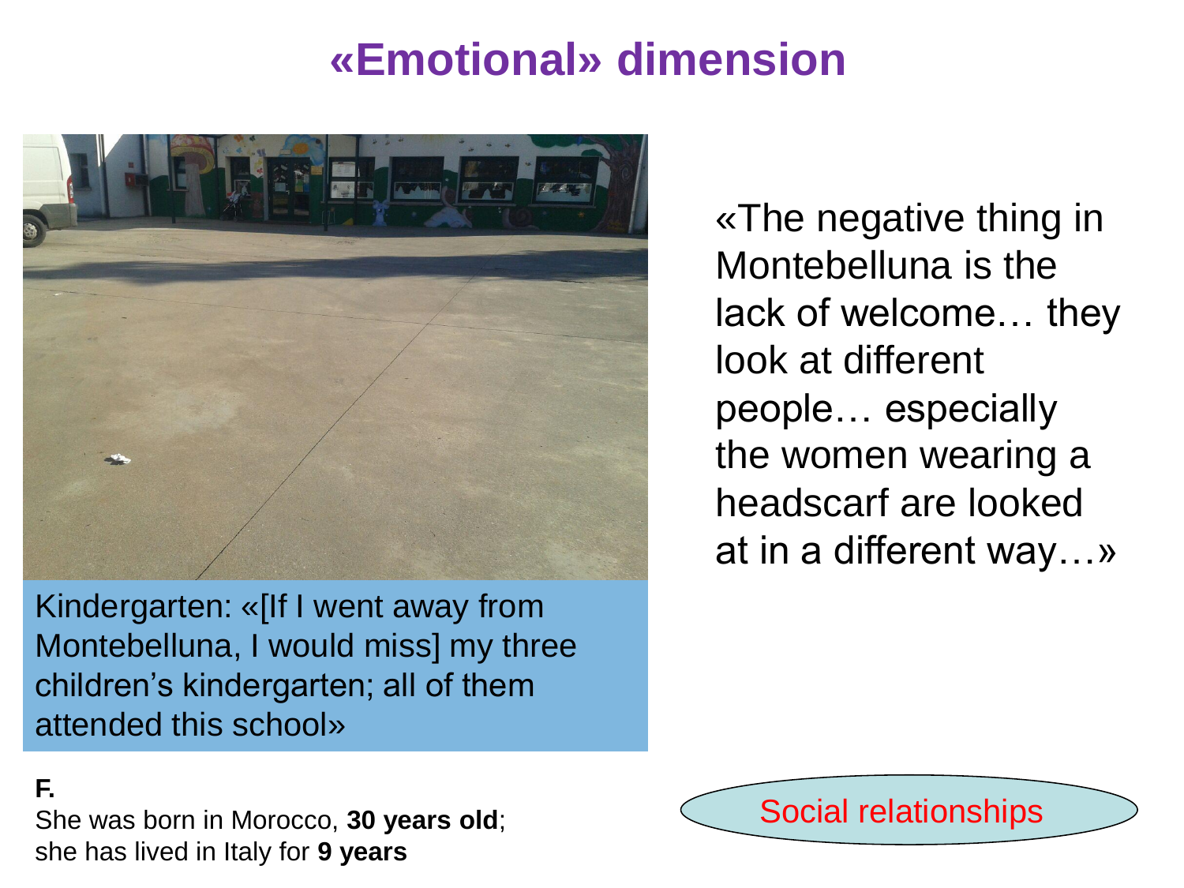# «Emotional» dimension

Kindergarten: «[If I went away from Montebelluna, I would miss] my three children's kindergarten; all of them attended this school»

«The negative thing in Montebelluna is the lack of welcome… they look at different people… especially the women wearing a headscarf are looked at in a different way…»

**F.**
She was born in Morocco, **30 years old**; she has lived in Italy for **9 years**

Social relationships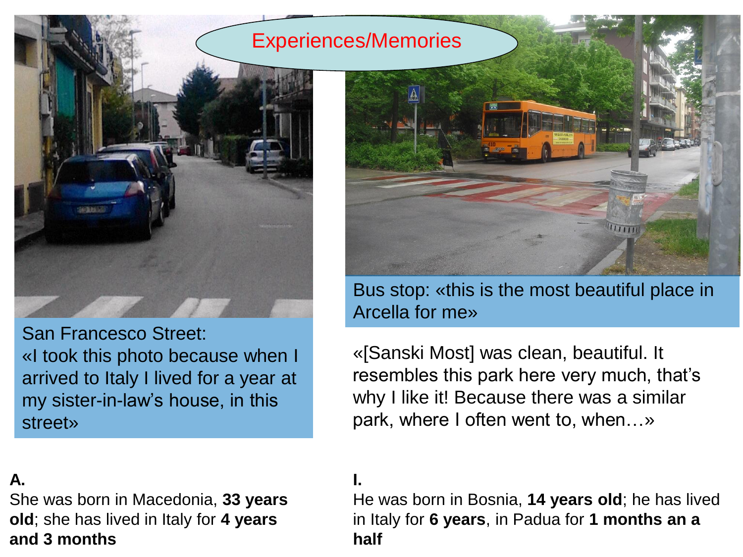# Experiences/Memories

San Francesco Street:
«I took this photo because when I arrived to Italy I lived for a year at my sister-in-law's house, in this street»

Bus stop: «this is the most beautiful place in Arcella for me»

«[Sanski Most] was clean, beautiful. It resembles this park here very much, that's why I like it! Because there was a similar park, where I often went to, when…»

**A.**
She was born in Macedonia, **33 years old**; she has lived in Italy for **4 years and 3 months**

**I.**
He was born in Bosnia, **14 years old**; he has lived in Italy for **6 years**, in Padua for **1 months an a half**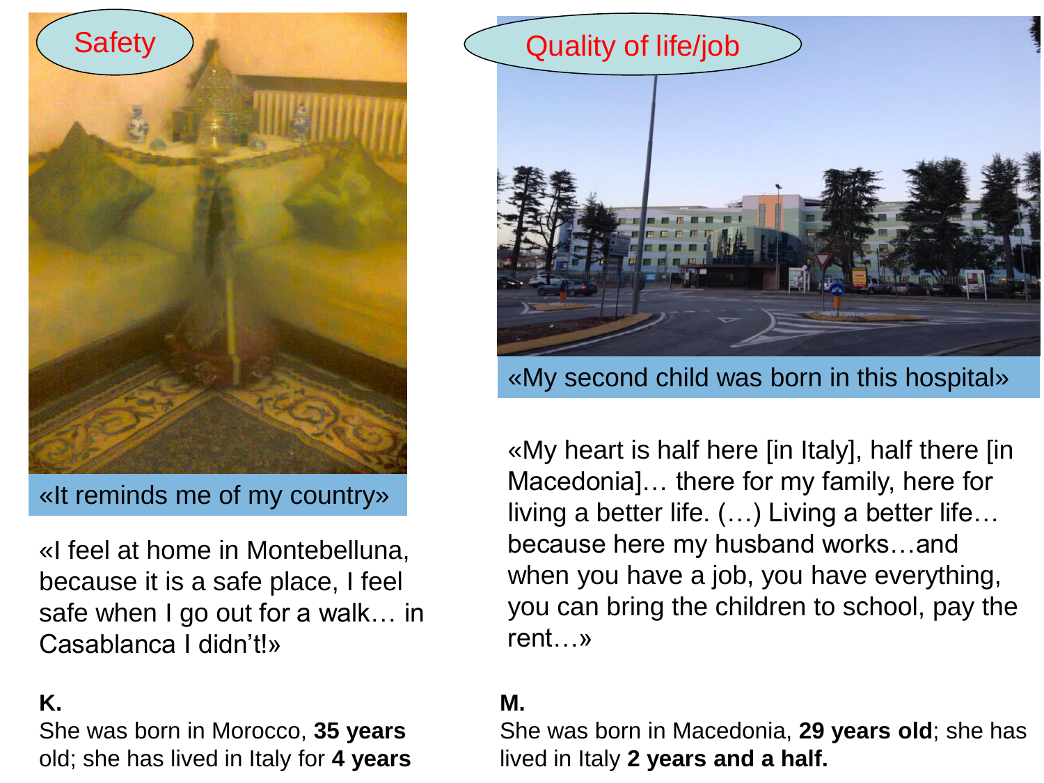Safety

«It reminds me of my country»

«I feel at home in Montebelluna, because it is a safe place, I feel safe when I go out for a walk… in Casablanca I didn't!»

**K.**
She was born in Morocco, **35 years** old; she has lived in Italy for **4 years**

Quality of life/job

«My second child was born in this hospital»

«My heart is half here [in Italy], half there [in Macedonia]… there for my family, here for living a better life. (…) Living a better life… because here my husband works…and when you have a job, you have everything, you can bring the children to school, pay the rent…»

**M.**
She was born in Macedonia, **29 years old**; she has lived in Italy **2 years and a half.**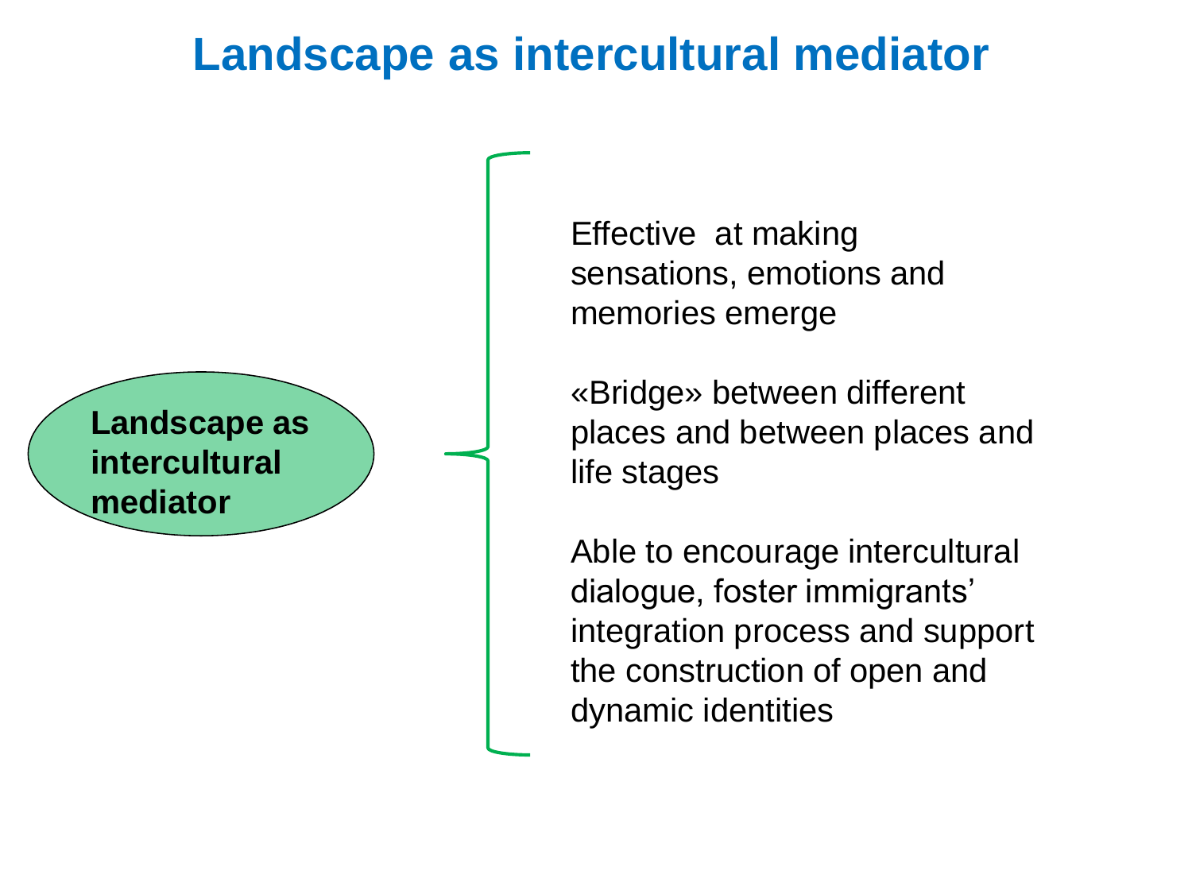# Landscape as intercultural mediator

**Landscape as intercultural mediator**

- Effective at making sensations, emotions and memories emerge
- «Bridge» between different places and between places and life stages
- Able to encourage intercultural dialogue, foster immigrants' integration process and support the construction of open and dynamic identities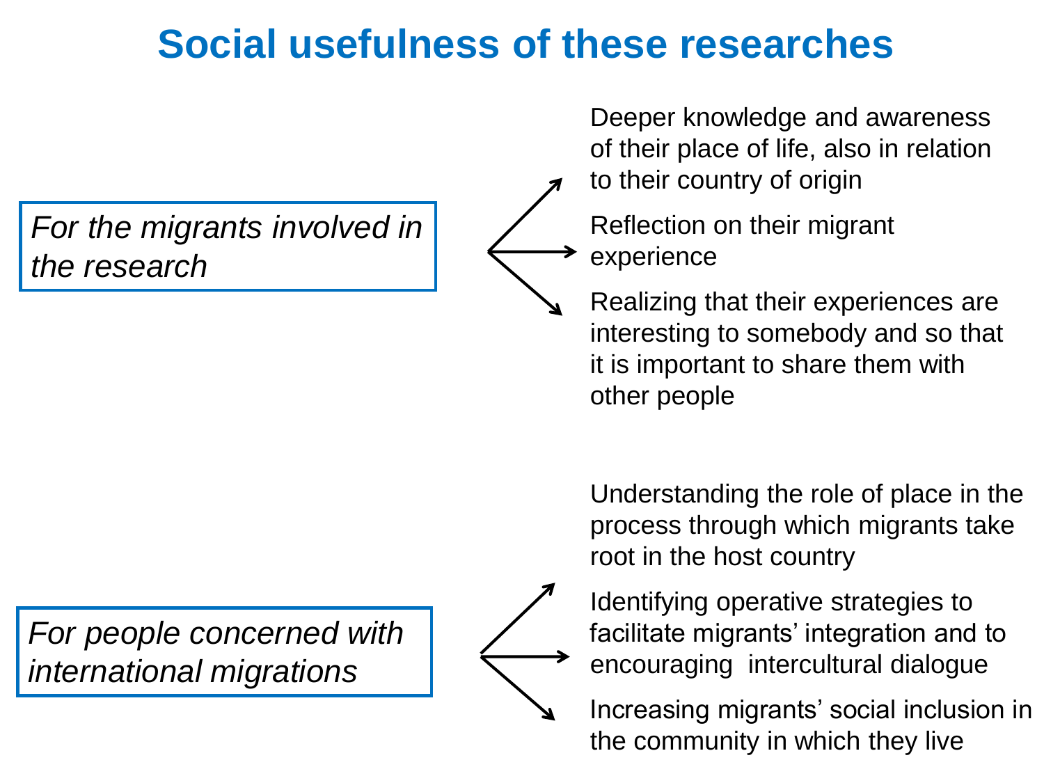# Social usefulness of these researches

*For the migrants involved in the research*

- Deeper knowledge and awareness of their place of life, also in relation to their country of origin
- Reflection on their migrant experience
- Realizing that their experiences are interesting to somebody and so that it is important to share them with other people

*For people concerned with international migrations*

- Understanding the role of place in the process through which migrants take root in the host country
- Identifying operative strategies to facilitate migrants' integration and to encouraging intercultural dialogue
- Increasing migrants' social inclusion in the community in which they live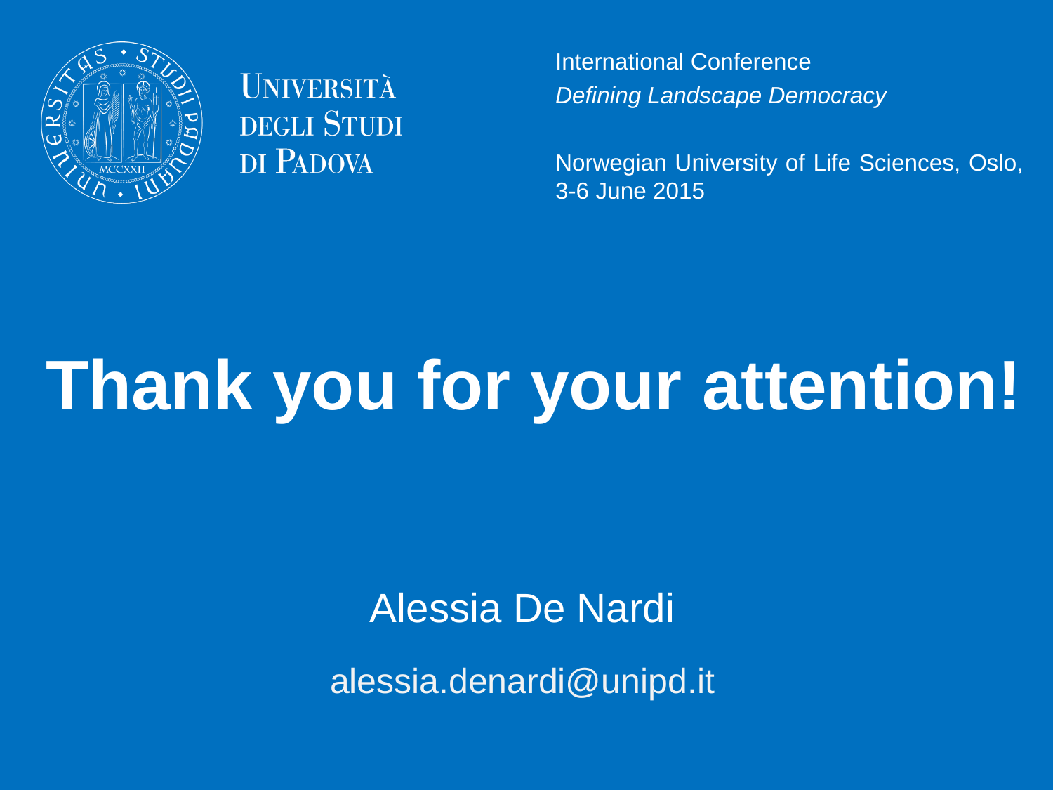UNIVERSITÀ DEGLI STUDI DI PADOVA

International Conference
*Defining Landscape Democracy*

Norwegian University of Life Sciences, Oslo, 3-6 June 2015

# Thank you for your attention!

Alessia De Nardi

alessia.denardi@unipd.it